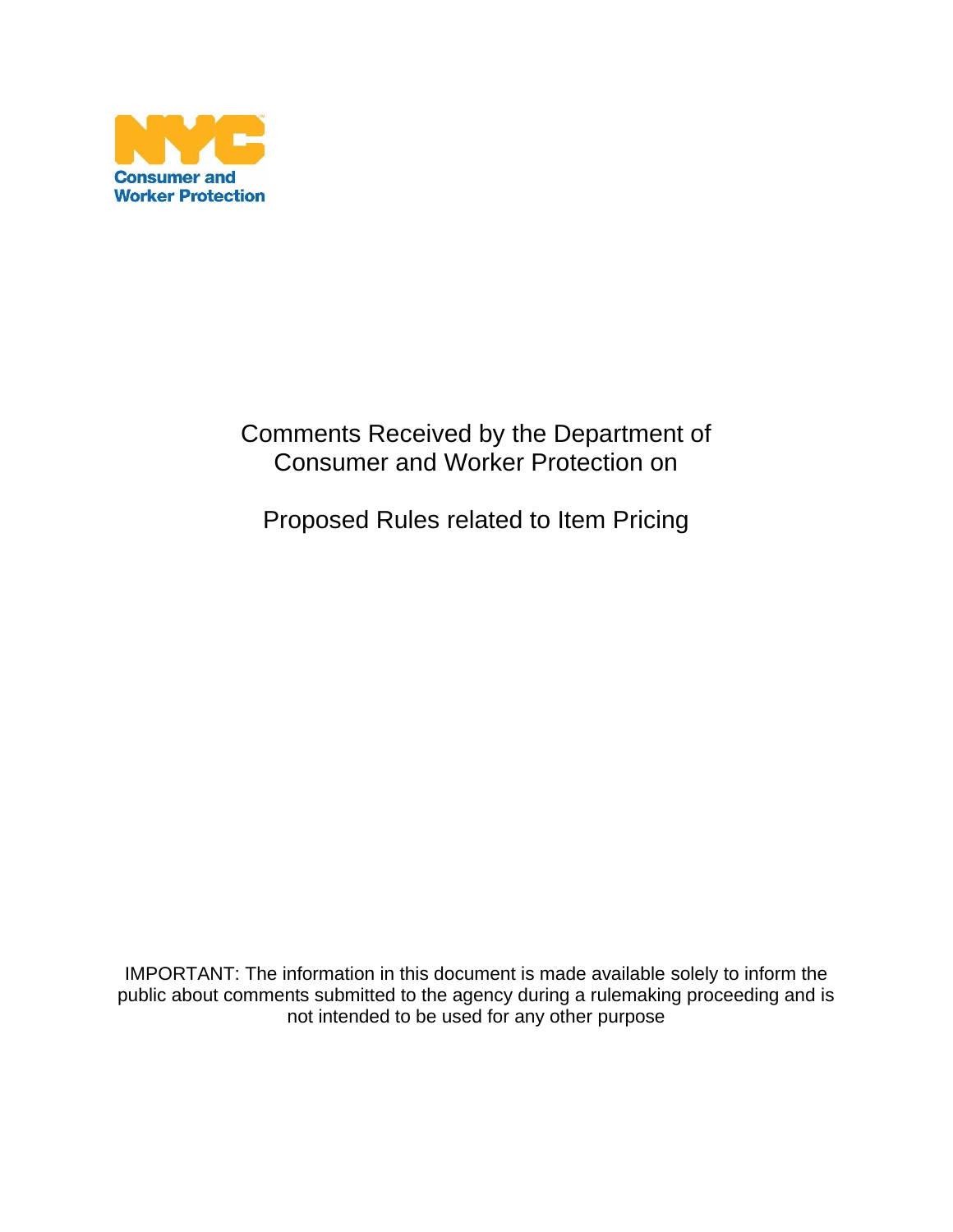NYC Consumer and Worker Protection

# Comments Received by the Department of Consumer and Worker Protection on

# Proposed Rules related to Item Pricing

IMPORTANT: The information in this document is made available solely to inform the public about comments submitted to the agency during a rulemaking proceeding and is not intended to be used for any other purpose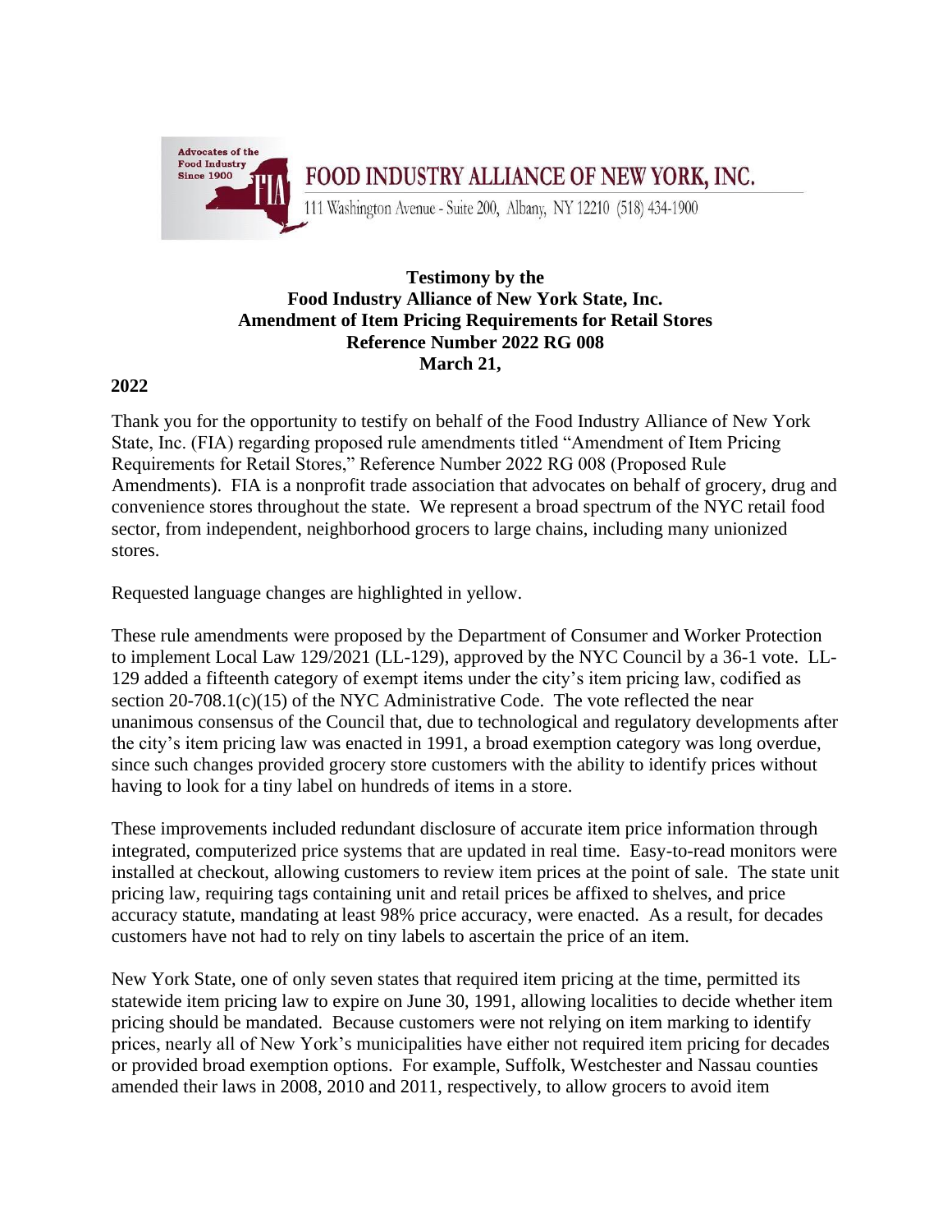**FOOD INDUSTRY ALLIANCE OF NEW YORK, INC.**

111 Washington Avenue - Suite 200, Albany, NY 12210 (518) 434-1900

**Testimony by the**
**Food Industry Alliance of New York State, Inc.**
**Amendment of Item Pricing Requirements for Retail Stores**
**Reference Number 2022 RG 008**
**March 21, 2022**

Thank you for the opportunity to testify on behalf of the Food Industry Alliance of New York State, Inc. (FIA) regarding proposed rule amendments titled "Amendment of Item Pricing Requirements for Retail Stores," Reference Number 2022 RG 008 (Proposed Rule Amendments). FIA is a nonprofit trade association that advocates on behalf of grocery, drug and convenience stores throughout the state. We represent a broad spectrum of the NYC retail food sector, from independent, neighborhood grocers to large chains, including many unionized stores.

Requested language changes are highlighted in yellow.

These rule amendments were proposed by the Department of Consumer and Worker Protection to implement Local Law 129/2021 (LL-129), approved by the NYC Council by a 36-1 vote. LL-129 added a fifteenth category of exempt items under the city's item pricing law, codified as section 20-708.1(c)(15) of the NYC Administrative Code. The vote reflected the near unanimous consensus of the Council that, due to technological and regulatory developments after the city's item pricing law was enacted in 1991, a broad exemption category was long overdue, since such changes provided grocery store customers with the ability to identify prices without having to look for a tiny label on hundreds of items in a store.

These improvements included redundant disclosure of accurate item price information through integrated, computerized price systems that are updated in real time. Easy-to-read monitors were installed at checkout, allowing customers to review item prices at the point of sale. The state unit pricing law, requiring tags containing unit and retail prices be affixed to shelves, and price accuracy statute, mandating at least 98% price accuracy, were enacted. As a result, for decades customers have not had to rely on tiny labels to ascertain the price of an item.

New York State, one of only seven states that required item pricing at the time, permitted its statewide item pricing law to expire on June 30, 1991, allowing localities to decide whether item pricing should be mandated. Because customers were not relying on item marking to identify prices, nearly all of New York's municipalities have either not required item pricing for decades or provided broad exemption options. For example, Suffolk, Westchester and Nassau counties amended their laws in 2008, 2010 and 2011, respectively, to allow grocers to avoid item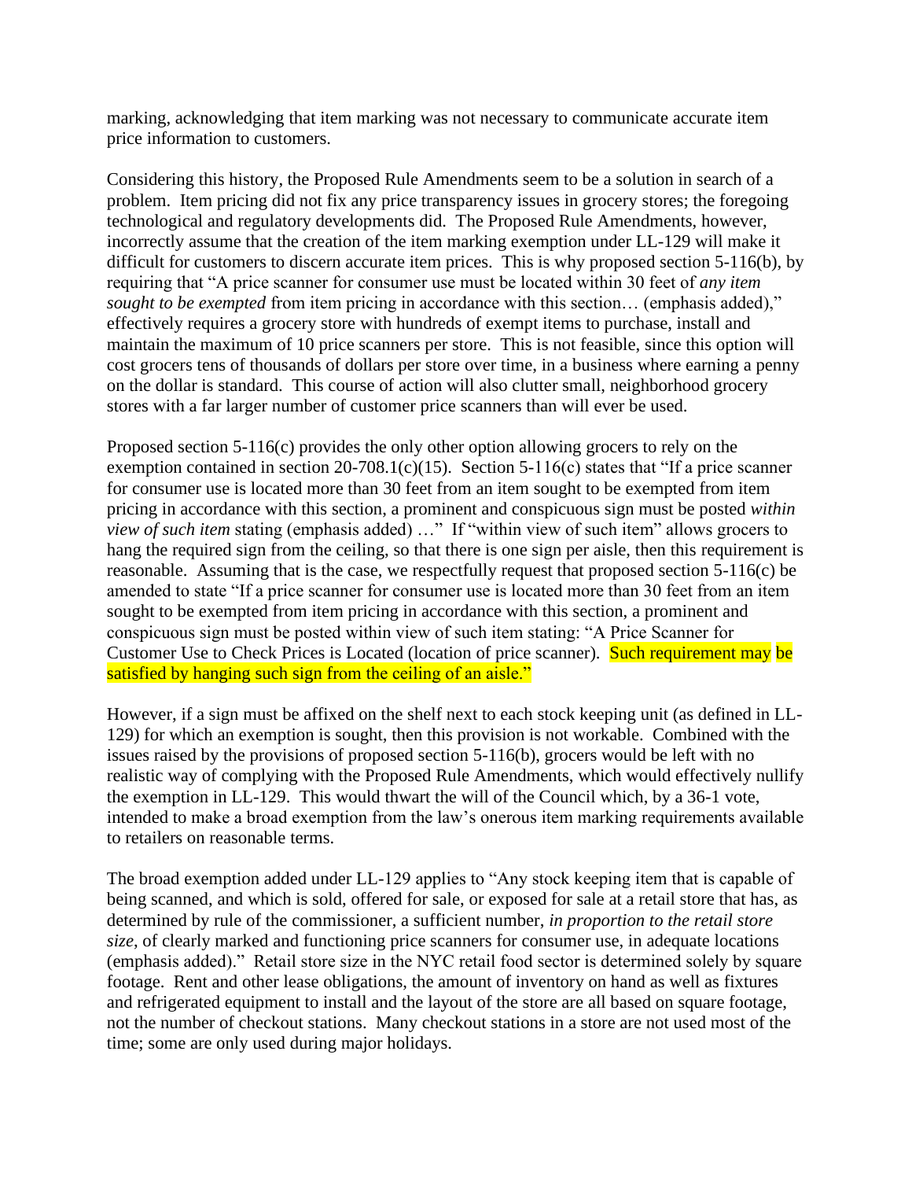marking, acknowledging that item marking was not necessary to communicate accurate item price information to customers.

Considering this history, the Proposed Rule Amendments seem to be a solution in search of a problem. Item pricing did not fix any price transparency issues in grocery stores; the foregoing technological and regulatory developments did. The Proposed Rule Amendments, however, incorrectly assume that the creation of the item marking exemption under LL-129 will make it difficult for customers to discern accurate item prices. This is why proposed section 5-116(b), by requiring that "A price scanner for consumer use must be located within 30 feet of *any item sought to be exempted* from item pricing in accordance with this section… (emphasis added)," effectively requires a grocery store with hundreds of exempt items to purchase, install and maintain the maximum of 10 price scanners per store. This is not feasible, since this option will cost grocers tens of thousands of dollars per store over time, in a business where earning a penny on the dollar is standard. This course of action will also clutter small, neighborhood grocery stores with a far larger number of customer price scanners than will ever be used.

Proposed section 5-116(c) provides the only other option allowing grocers to rely on the exemption contained in section 20-708.1(c)(15). Section 5-116(c) states that "If a price scanner for consumer use is located more than 30 feet from an item sought to be exempted from item pricing in accordance with this section, a prominent and conspicuous sign must be posted *within view of such item* stating (emphasis added) …" If "within view of such item" allows grocers to hang the required sign from the ceiling, so that there is one sign per aisle, then this requirement is reasonable. Assuming that is the case, we respectfully request that proposed section 5-116(c) be amended to state "If a price scanner for consumer use is located more than 30 feet from an item sought to be exempted from item pricing in accordance with this section, a prominent and conspicuous sign must be posted within view of such item stating: "A Price Scanner for Customer Use to Check Prices is Located (location of price scanner). Such requirement may be satisfied by hanging such sign from the ceiling of an aisle."

However, if a sign must be affixed on the shelf next to each stock keeping unit (as defined in LL-129) for which an exemption is sought, then this provision is not workable. Combined with the issues raised by the provisions of proposed section 5-116(b), grocers would be left with no realistic way of complying with the Proposed Rule Amendments, which would effectively nullify the exemption in LL-129. This would thwart the will of the Council which, by a 36-1 vote, intended to make a broad exemption from the law's onerous item marking requirements available to retailers on reasonable terms.

The broad exemption added under LL-129 applies to "Any stock keeping item that is capable of being scanned, and which is sold, offered for sale, or exposed for sale at a retail store that has, as determined by rule of the commissioner, a sufficient number, *in proportion to the retail store size*, of clearly marked and functioning price scanners for consumer use, in adequate locations (emphasis added)." Retail store size in the NYC retail food sector is determined solely by square footage. Rent and other lease obligations, the amount of inventory on hand as well as fixtures and refrigerated equipment to install and the layout of the store are all based on square footage, not the number of checkout stations. Many checkout stations in a store are not used most of the time; some are only used during major holidays.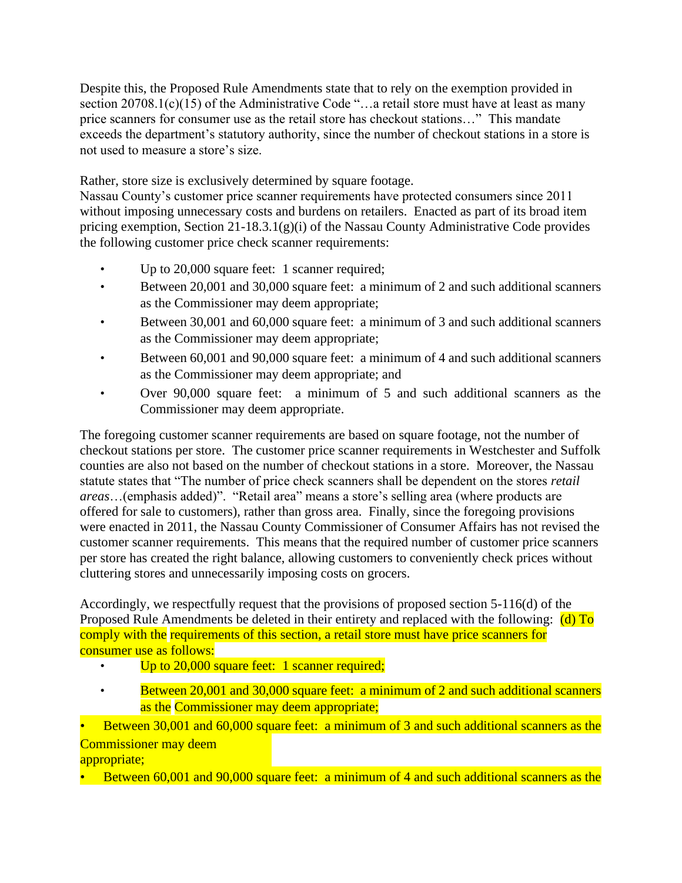Despite this, the Proposed Rule Amendments state that to rely on the exemption provided in section 20708.1(c)(15) of the Administrative Code "…a retail store must have at least as many price scanners for consumer use as the retail store has checkout stations…" This mandate exceeds the department's statutory authority, since the number of checkout stations in a store is not used to measure a store's size.

Rather, store size is exclusively determined by square footage.
Nassau County's customer price scanner requirements have protected consumers since 2011 without imposing unnecessary costs and burdens on retailers. Enacted as part of its broad item pricing exemption, Section 21-18.3.1(g)(i) of the Nassau County Administrative Code provides the following customer price check scanner requirements:

- Up to 20,000 square feet: 1 scanner required;
- Between 20,001 and 30,000 square feet: a minimum of 2 and such additional scanners as the Commissioner may deem appropriate;
- Between 30,001 and 60,000 square feet: a minimum of 3 and such additional scanners as the Commissioner may deem appropriate;
- Between 60,001 and 90,000 square feet: a minimum of 4 and such additional scanners as the Commissioner may deem appropriate; and
- Over 90,000 square feet: a minimum of 5 and such additional scanners as the Commissioner may deem appropriate.

The foregoing customer scanner requirements are based on square footage, not the number of checkout stations per store. The customer price scanner requirements in Westchester and Suffolk counties are also not based on the number of checkout stations in a store. Moreover, the Nassau statute states that "The number of price check scanners shall be dependent on the stores *retail areas*…(emphasis added)". "Retail area" means a store's selling area (where products are offered for sale to customers), rather than gross area. Finally, since the foregoing provisions were enacted in 2011, the Nassau County Commissioner of Consumer Affairs has not revised the customer scanner requirements. This means that the required number of customer price scanners per store has created the right balance, allowing customers to conveniently check prices without cluttering stores and unnecessarily imposing costs on grocers.

Accordingly, we respectfully request that the provisions of proposed section 5-116(d) of the Proposed Rule Amendments be deleted in their entirety and replaced with the following: (d) To comply with the requirements of this section, a retail store must have price scanners for consumer use as follows:

- Up to 20,000 square feet: 1 scanner required;
- Between 20,001 and 30,000 square feet: a minimum of 2 and such additional scanners as the Commissioner may deem appropriate;
- Between 30,001 and 60,000 square feet: a minimum of 3 and such additional scanners as the Commissioner may deem appropriate;
- Between 60,001 and 90,000 square feet: a minimum of 4 and such additional scanners as the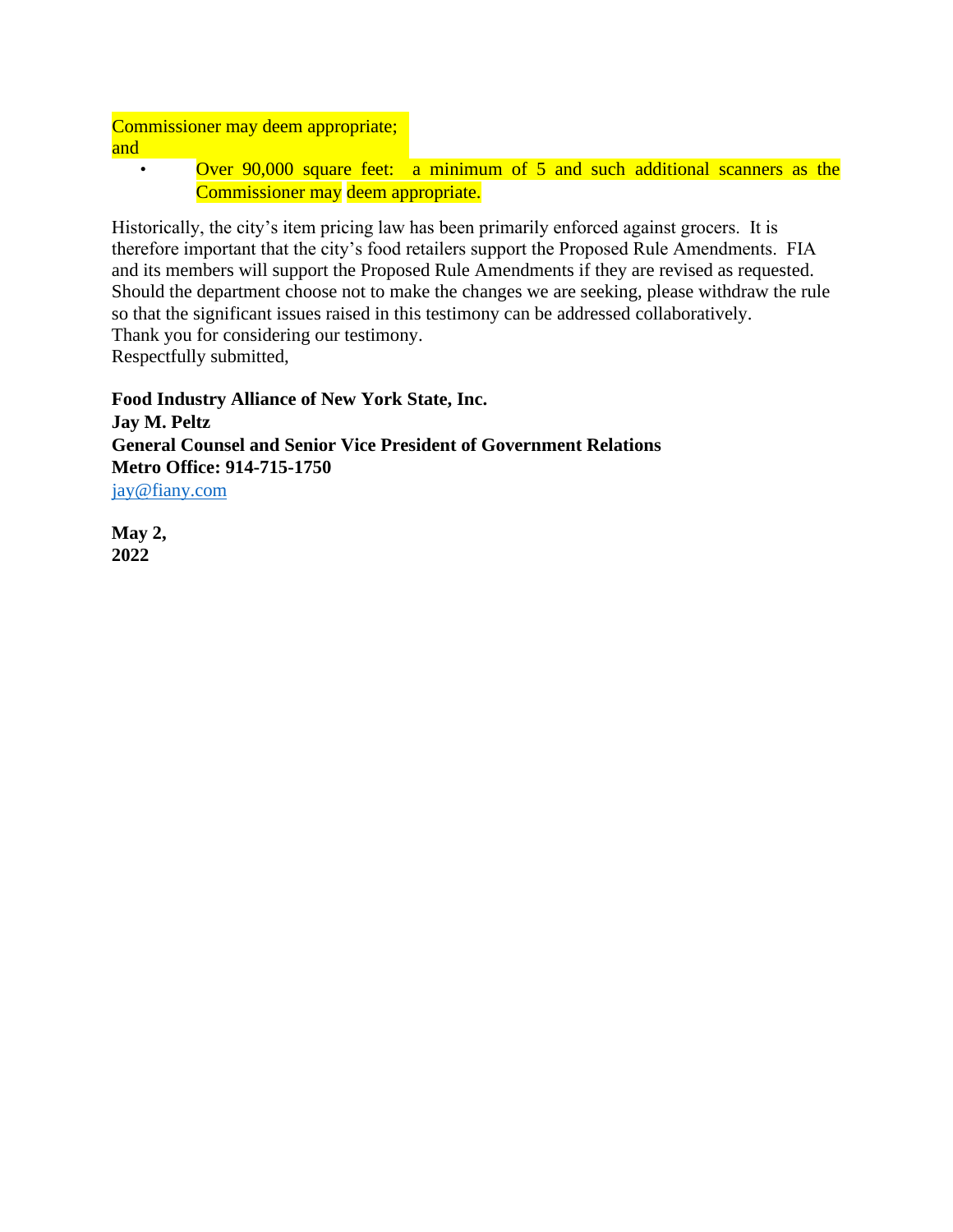Commissioner may deem appropriate; and

- Over 90,000 square feet: a minimum of 5 and such additional scanners as the Commissioner may deem appropriate.

Historically, the city's item pricing law has been primarily enforced against grocers. It is therefore important that the city's food retailers support the Proposed Rule Amendments. FIA and its members will support the Proposed Rule Amendments if they are revised as requested. Should the department choose not to make the changes we are seeking, please withdraw the rule so that the significant issues raised in this testimony can be addressed collaboratively.
Thank you for considering our testimony.
Respectfully submitted,

**Food Industry Alliance of New York State, Inc.**
**Jay M. Peltz**
**General Counsel and Senior Vice President of Government Relations**
**Metro Office: 914-715-1750**
jay@fiany.com

**May 2, 2022**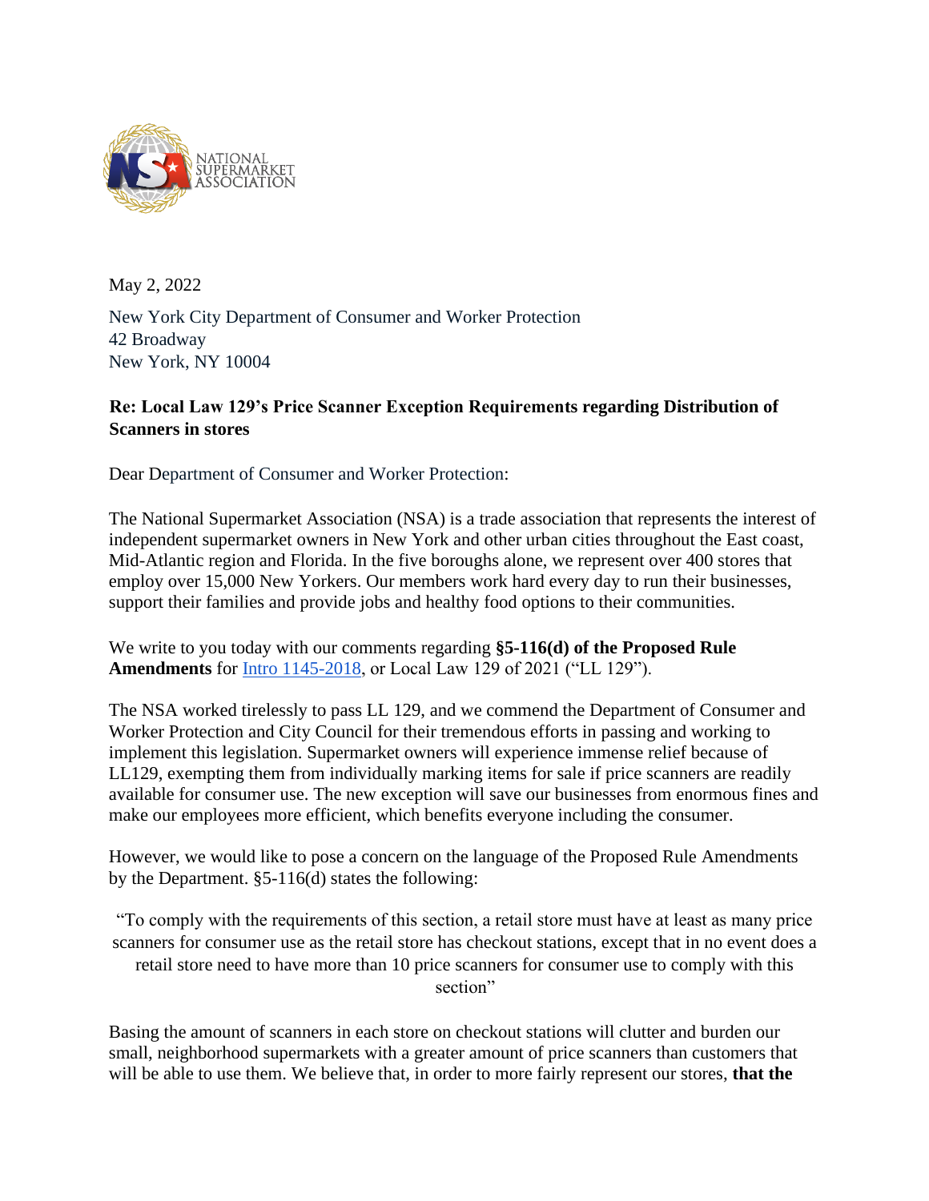NATIONAL SUPERMARKET ASSOCIATION

May 2, 2022

New York City Department of Consumer and Worker Protection
42 Broadway
New York, NY 10004

**Re: Local Law 129's Price Scanner Exception Requirements regarding Distribution of Scanners in stores**

Dear Department of Consumer and Worker Protection:

The National Supermarket Association (NSA) is a trade association that represents the interest of independent supermarket owners in New York and other urban cities throughout the East coast, Mid-Atlantic region and Florida. In the five boroughs alone, we represent over 400 stores that employ over 15,000 New Yorkers. Our members work hard every day to run their businesses, support their families and provide jobs and healthy food options to their communities.

We write to you today with our comments regarding **§5-116(d) of the Proposed Rule Amendments** for Intro 1145-2018, or Local Law 129 of 2021 ("LL 129").

The NSA worked tirelessly to pass LL 129, and we commend the Department of Consumer and Worker Protection and City Council for their tremendous efforts in passing and working to implement this legislation. Supermarket owners will experience immense relief because of LL129, exempting them from individually marking items for sale if price scanners are readily available for consumer use. The new exception will save our businesses from enormous fines and make our employees more efficient, which benefits everyone including the consumer.

However, we would like to pose a concern on the language of the Proposed Rule Amendments by the Department. §5-116(d) states the following:

> "To comply with the requirements of this section, a retail store must have at least as many price scanners for consumer use as the retail store has checkout stations, except that in no event does a retail store need to have more than 10 price scanners for consumer use to comply with this section"

Basing the amount of scanners in each store on checkout stations will clutter and burden our small, neighborhood supermarkets with a greater amount of price scanners than customers that will be able to use them. We believe that, in order to more fairly represent our stores, **that the**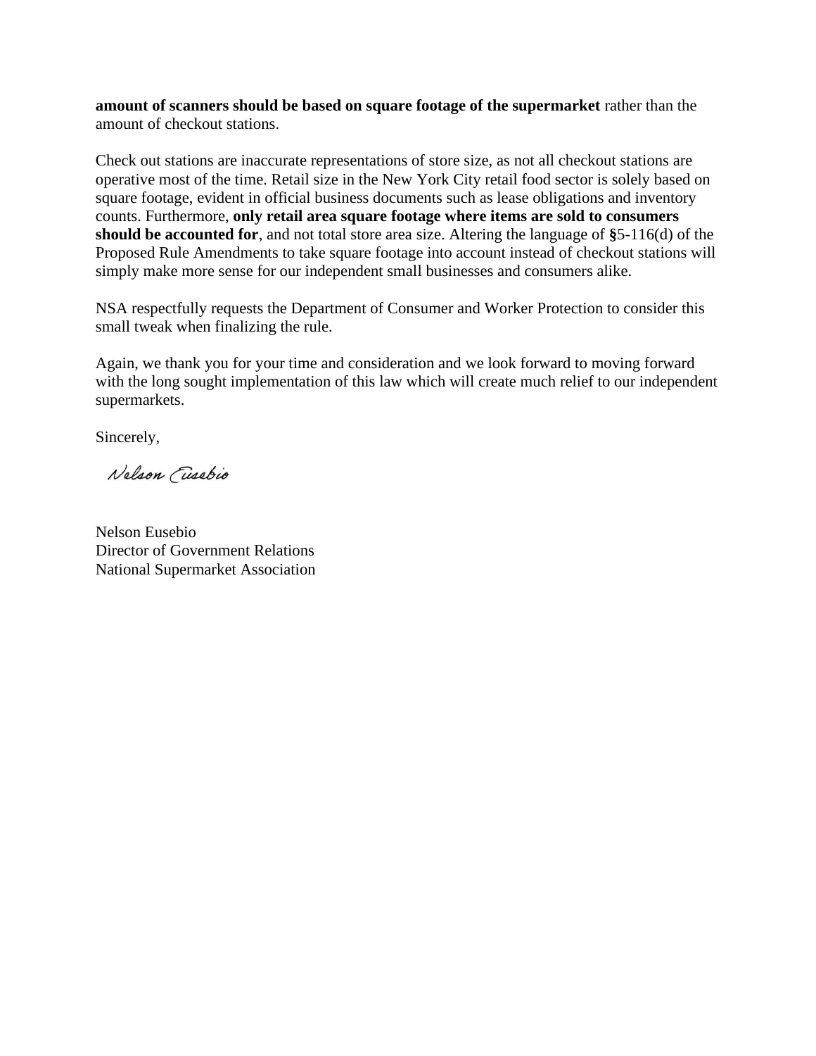**amount of scanners should be based on square footage of the supermarket** rather than the amount of checkout stations.

Check out stations are inaccurate representations of store size, as not all checkout stations are operative most of the time. Retail size in the New York City retail food sector is solely based on square footage, evident in official business documents such as lease obligations and inventory counts. Furthermore, **only retail area square footage where items are sold to consumers should be accounted for**, and not total store area size. Altering the language of **§**5-116(d) of the Proposed Rule Amendments to take square footage into account instead of checkout stations will simply make more sense for our independent small businesses and consumers alike.

NSA respectfully requests the Department of Consumer and Worker Protection to consider this small tweak when finalizing the rule.

Again, we thank you for your time and consideration and we look forward to moving forward with the long sought implementation of this law which will create much relief to our independent supermarkets.

Sincerely,

Nelson Eusebio

Nelson Eusebio
Director of Government Relations
National Supermarket Association